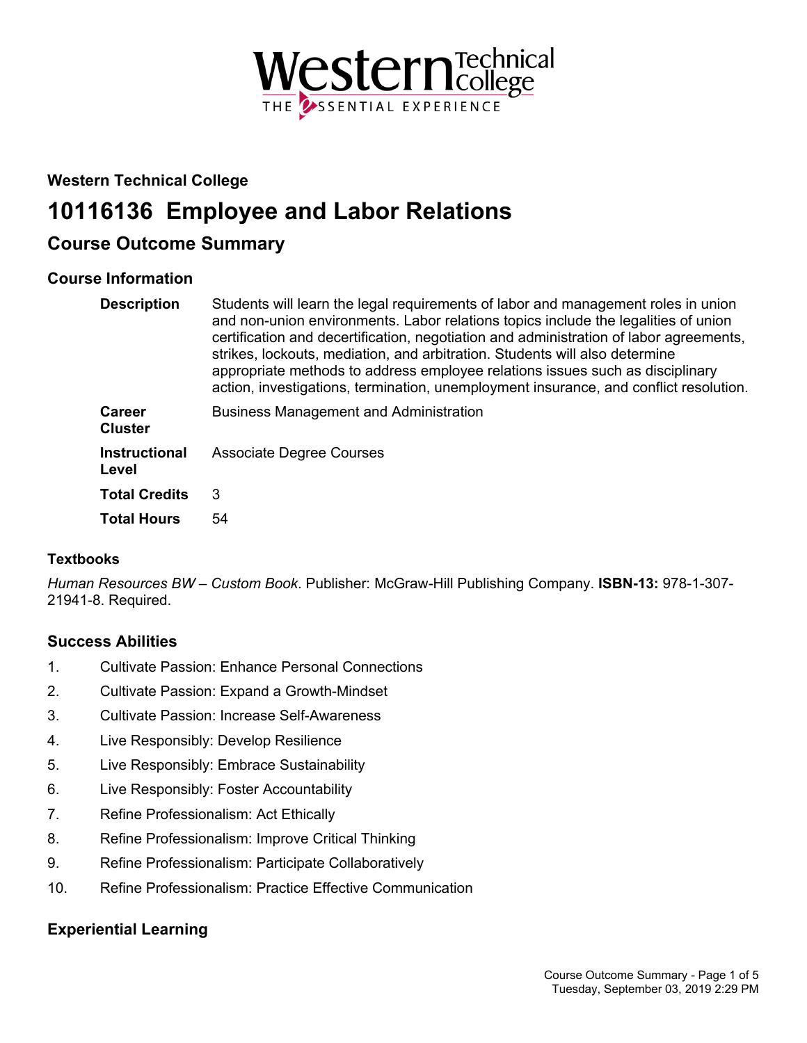## Western Technical College

# 10116136 Employee and Labor Relations

## Course Outcome Summary

### Course Information

| | |
|---|---|
| **Description** | Students will learn the legal requirements of labor and management roles in union and non-union environments. Labor relations topics include the legalities of union certification and decertification, negotiation and administration of labor agreements, strikes, lockouts, mediation, and arbitration. Students will also determine appropriate methods to address employee relations issues such as disciplinary action, investigations, termination, unemployment insurance, and conflict resolution. |
| **Career Cluster** | Business Management and Administration |
| **Instructional Level** | Associate Degree Courses |
| **Total Credits** | 3 |
| **Total Hours** | 54 |

### Textbooks

*Human Resources BW – Custom Book*. Publisher: McGraw-Hill Publishing Company. **ISBN-13:** 978-1-307-21941-8. Required.

### Success Abilities

1. Cultivate Passion: Enhance Personal Connections
2. Cultivate Passion: Expand a Growth-Mindset
3. Cultivate Passion: Increase Self-Awareness
4. Live Responsibly: Develop Resilience
5. Live Responsibly: Embrace Sustainability
6. Live Responsibly: Foster Accountability
7. Refine Professionalism: Act Ethically
8. Refine Professionalism: Improve Critical Thinking
9. Refine Professionalism: Participate Collaboratively
10. Refine Professionalism: Practice Effective Communication

### Experiential Learning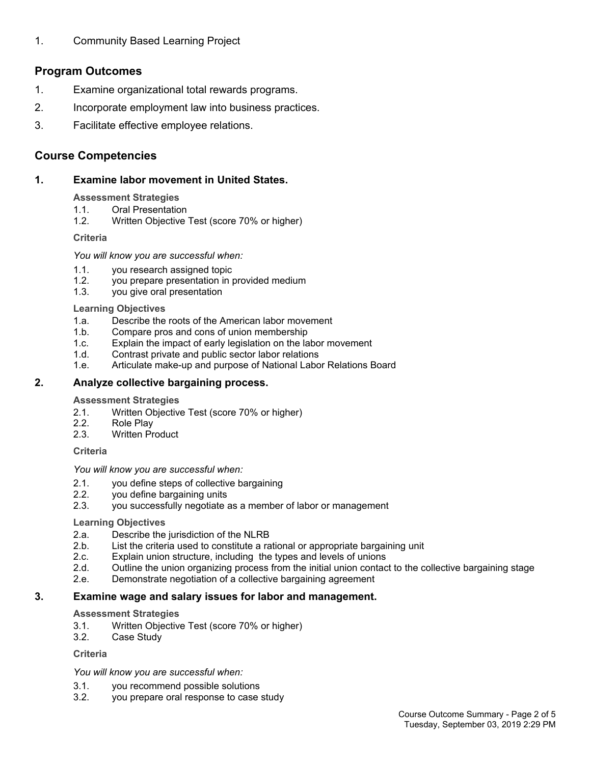1. Community Based Learning Project

## Program Outcomes

1. Examine organizational total rewards programs.
2. Incorporate employment law into business practices.
3. Facilitate effective employee relations.

## Course Competencies

### 1. Examine labor movement in United States.

**Assessment Strategies**

1.1. Oral Presentation
1.2. Written Objective Test (score 70% or higher)

**Criteria**

*You will know you are successful when:*

1.1. you research assigned topic
1.2. you prepare presentation in provided medium
1.3. you give oral presentation

**Learning Objectives**

1.a. Describe the roots of the American labor movement
1.b. Compare pros and cons of union membership
1.c. Explain the impact of early legislation on the labor movement
1.d. Contrast private and public sector labor relations
1.e. Articulate make-up and purpose of National Labor Relations Board

### 2. Analyze collective bargaining process.

**Assessment Strategies**

2.1. Written Objective Test (score 70% or higher)
2.2. Role Play
2.3. Written Product

**Criteria**

*You will know you are successful when:*

2.1. you define steps of collective bargaining
2.2. you define bargaining units
2.3. you successfully negotiate as a member of labor or management

**Learning Objectives**

2.a. Describe the jurisdiction of the NLRB
2.b. List the criteria used to constitute a rational or appropriate bargaining unit
2.c. Explain union structure, including the types and levels of unions
2.d. Outline the union organizing process from the initial union contact to the collective bargaining stage
2.e. Demonstrate negotiation of a collective bargaining agreement

### 3. Examine wage and salary issues for labor and management.

**Assessment Strategies**

3.1. Written Objective Test (score 70% or higher)
3.2. Case Study

**Criteria**

*You will know you are successful when:*

3.1. you recommend possible solutions
3.2. you prepare oral response to case study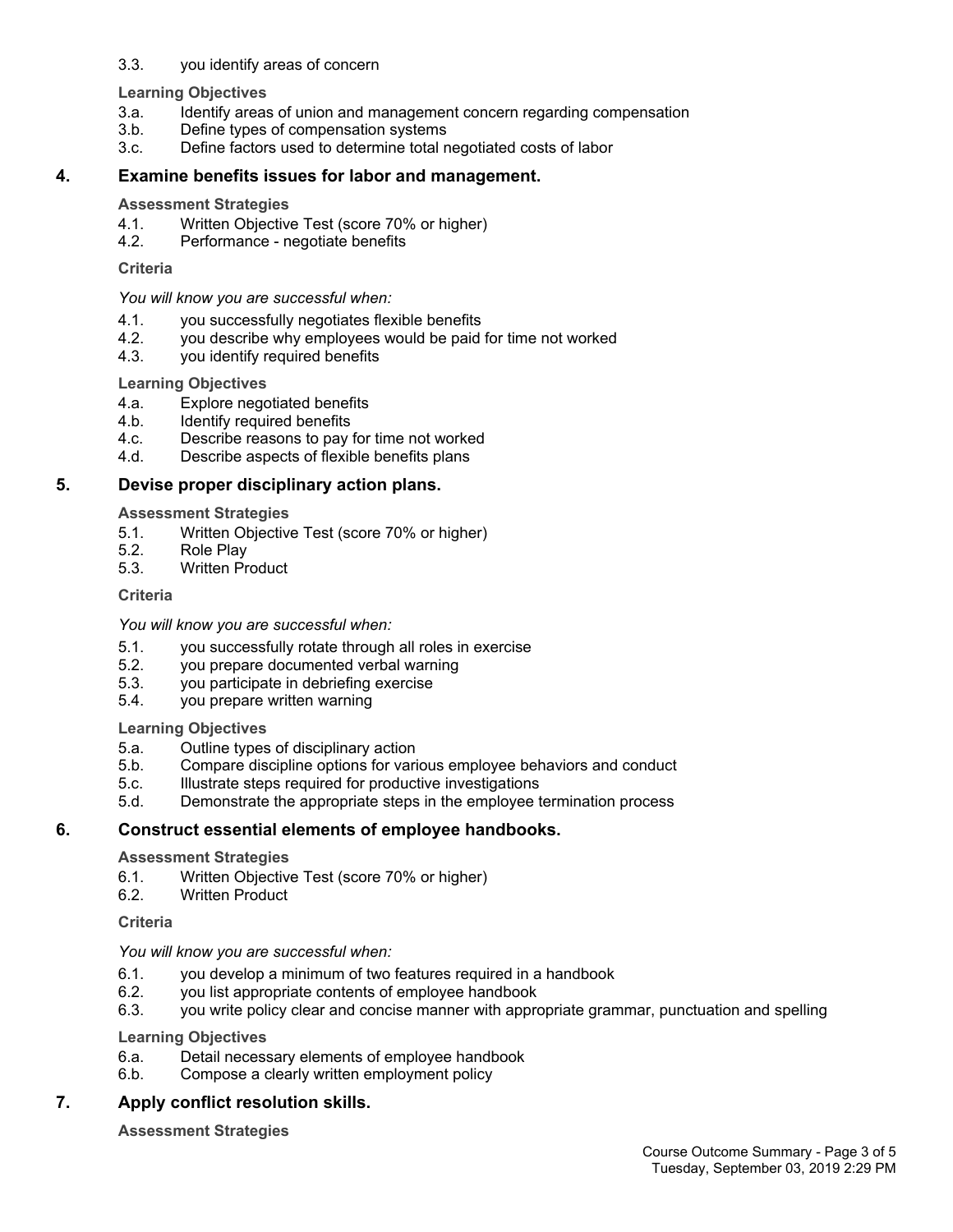3.3. you identify areas of concern

**Learning Objectives**

3.a. Identify areas of union and management concern regarding compensation
3.b. Define types of compensation systems
3.c. Define factors used to determine total negotiated costs of labor

## 4. Examine benefits issues for labor and management.

**Assessment Strategies**

4.1. Written Objective Test (score 70% or higher)
4.2. Performance - negotiate benefits

**Criteria**

*You will know you are successful when:*

4.1. you successfully negotiates flexible benefits
4.2. you describe why employees would be paid for time not worked
4.3. you identify required benefits

**Learning Objectives**

4.a. Explore negotiated benefits
4.b. Identify required benefits
4.c. Describe reasons to pay for time not worked
4.d. Describe aspects of flexible benefits plans

## 5. Devise proper disciplinary action plans.

**Assessment Strategies**

5.1. Written Objective Test (score 70% or higher)
5.2. Role Play
5.3. Written Product

**Criteria**

*You will know you are successful when:*

5.1. you successfully rotate through all roles in exercise
5.2. you prepare documented verbal warning
5.3. you participate in debriefing exercise
5.4. you prepare written warning

**Learning Objectives**

5.a. Outline types of disciplinary action
5.b. Compare discipline options for various employee behaviors and conduct
5.c. Illustrate steps required for productive investigations
5.d. Demonstrate the appropriate steps in the employee termination process

## 6. Construct essential elements of employee handbooks.

**Assessment Strategies**

6.1. Written Objective Test (score 70% or higher)
6.2. Written Product

**Criteria**

*You will know you are successful when:*

6.1. you develop a minimum of two features required in a handbook
6.2. you list appropriate contents of employee handbook
6.3. you write policy clear and concise manner with appropriate grammar, punctuation and spelling

**Learning Objectives**

6.a. Detail necessary elements of employee handbook
6.b. Compose a clearly written employment policy

## 7. Apply conflict resolution skills.

**Assessment Strategies**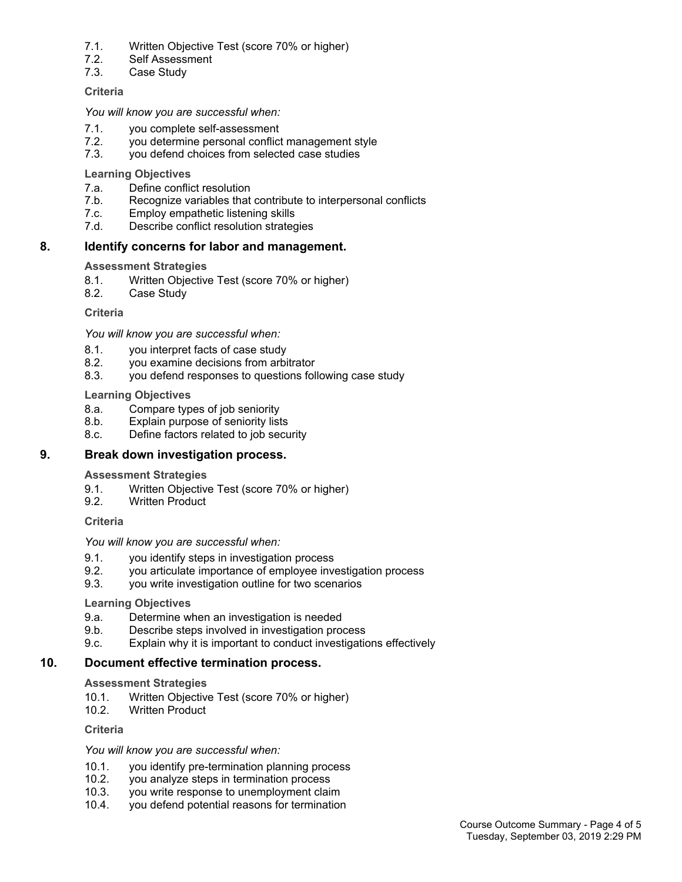7.1. Written Objective Test (score 70% or higher)
7.2. Self Assessment
7.3. Case Study

**Criteria**

*You will know you are successful when:*

7.1. you complete self-assessment
7.2. you determine personal conflict management style
7.3. you defend choices from selected case studies

**Learning Objectives**

7.a. Define conflict resolution
7.b. Recognize variables that contribute to interpersonal conflicts
7.c. Employ empathetic listening skills
7.d. Describe conflict resolution strategies

## 8. Identify concerns for labor and management.

**Assessment Strategies**

8.1. Written Objective Test (score 70% or higher)
8.2. Case Study

**Criteria**

*You will know you are successful when:*

8.1. you interpret facts of case study
8.2. you examine decisions from arbitrator
8.3. you defend responses to questions following case study

**Learning Objectives**

8.a. Compare types of job seniority
8.b. Explain purpose of seniority lists
8.c. Define factors related to job security

## 9. Break down investigation process.

**Assessment Strategies**

9.1. Written Objective Test (score 70% or higher)
9.2. Written Product

**Criteria**

*You will know you are successful when:*

9.1. you identify steps in investigation process
9.2. you articulate importance of employee investigation process
9.3. you write investigation outline for two scenarios

**Learning Objectives**

9.a. Determine when an investigation is needed
9.b. Describe steps involved in investigation process
9.c. Explain why it is important to conduct investigations effectively

## 10. Document effective termination process.

**Assessment Strategies**

10.1. Written Objective Test (score 70% or higher)
10.2. Written Product

**Criteria**

*You will know you are successful when:*

10.1. you identify pre-termination planning process
10.2. you analyze steps in termination process
10.3. you write response to unemployment claim
10.4. you defend potential reasons for termination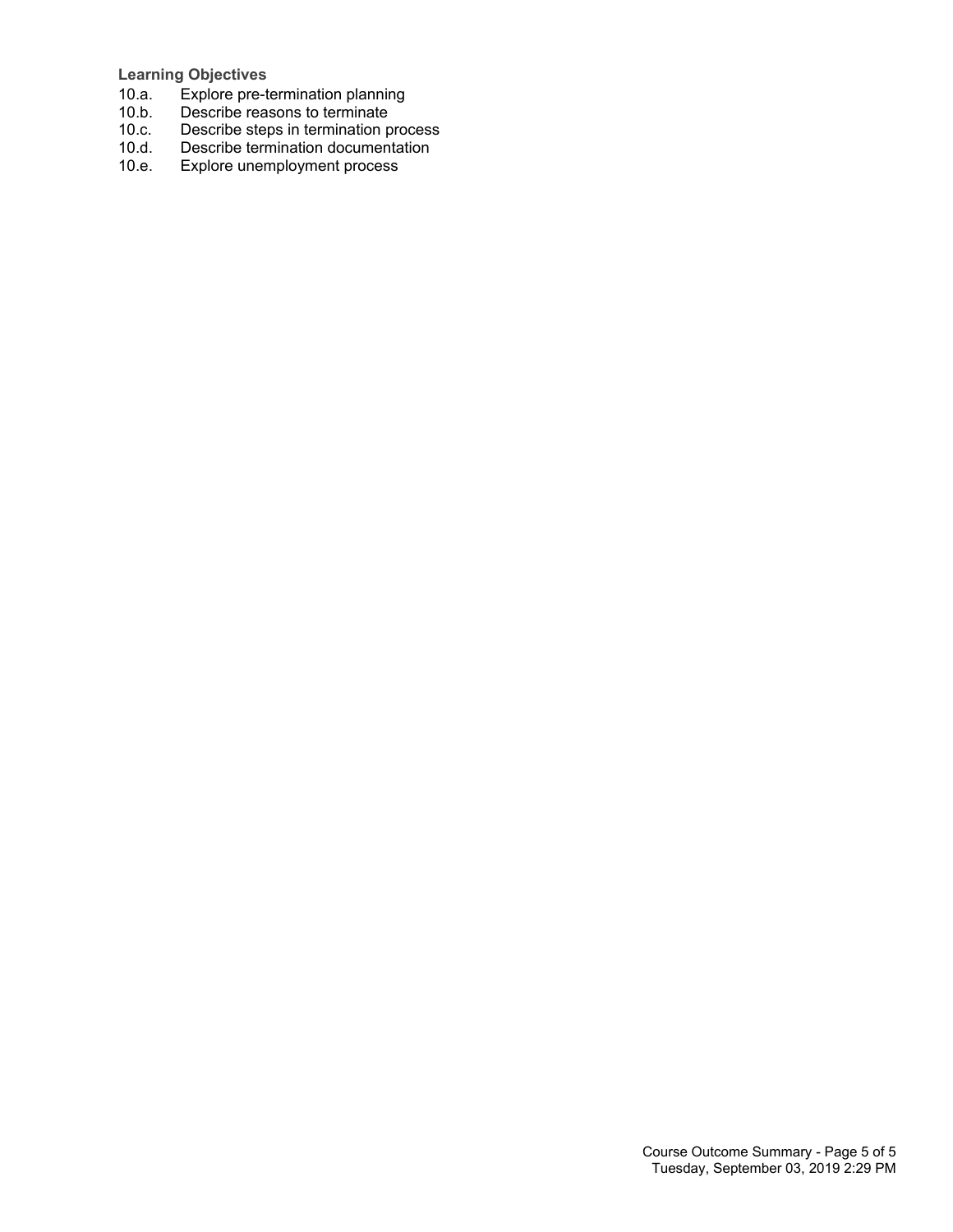**Learning Objectives**

10.a. Explore pre-termination planning
10.b. Describe reasons to terminate
10.c. Describe steps in termination process
10.d. Describe termination documentation
10.e. Explore unemployment process